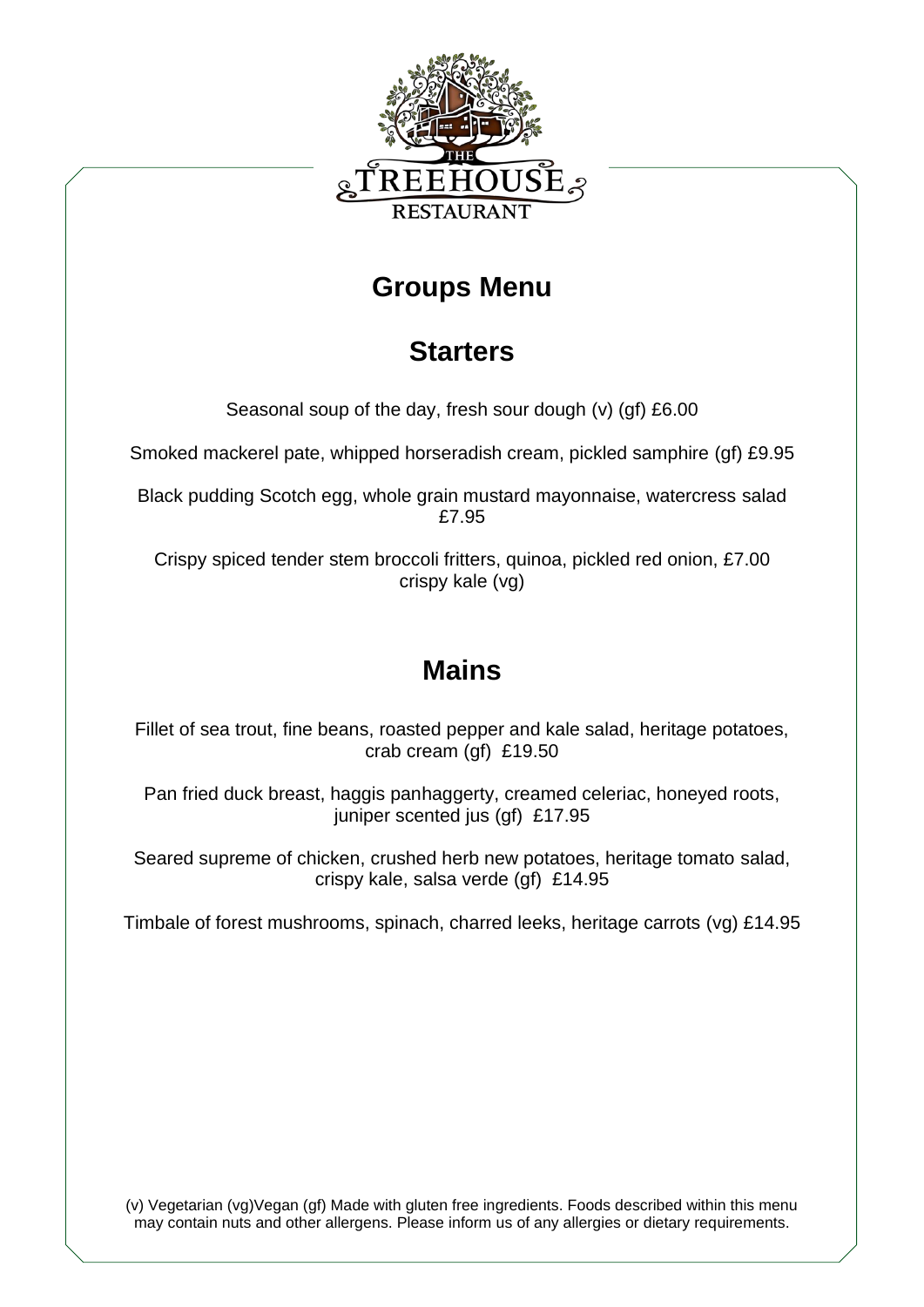THE TREEHOUSE RESTAURANT

# Groups Menu

## Starters

Seasonal soup of the day, fresh sour dough (v) (gf) £6.00

Smoked mackerel pate, whipped horseradish cream, pickled samphire (gf) £9.95

Black pudding Scotch egg, whole grain mustard mayonnaise, watercress salad £7.95

Crispy spiced tender stem broccoli fritters, quinoa, pickled red onion, £7.00 crispy kale (vg)

## Mains

Fillet of sea trout, fine beans, roasted pepper and kale salad, heritage potatoes, crab cream (gf) £19.50

Pan fried duck breast, haggis panhaggerty, creamed celeriac, honeyed roots, juniper scented jus (gf) £17.95

Seared supreme of chicken, crushed herb new potatoes, heritage tomato salad, crispy kale, salsa verde (gf) £14.95

Timbale of forest mushrooms, spinach, charred leeks, heritage carrots (vg) £14.95

(v) Vegetarian (vg)Vegan (gf) Made with gluten free ingredients. Foods described within this menu may contain nuts and other allergens. Please inform us of any allergies or dietary requirements.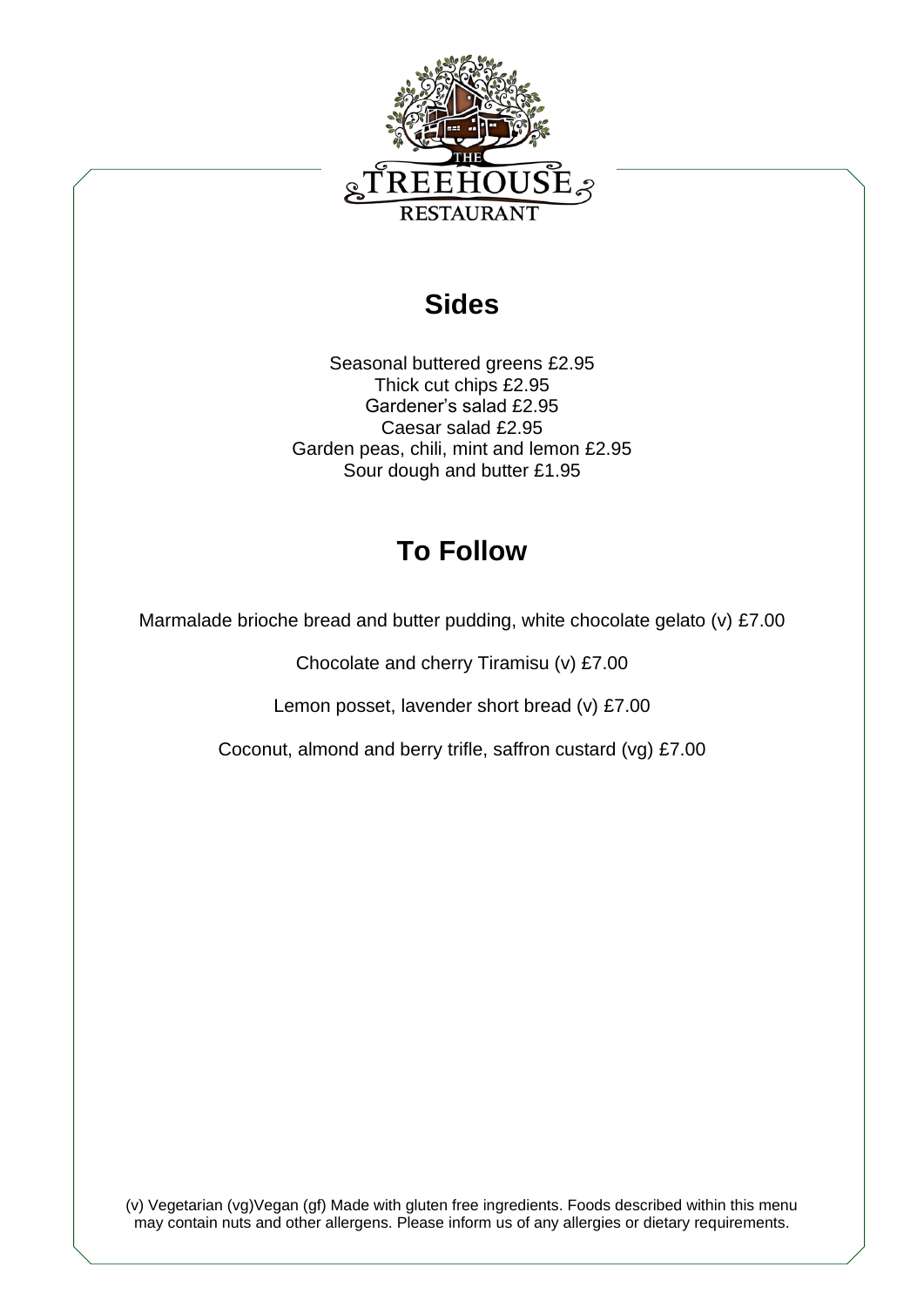THE TREEHOUSE RESTAURANT

## Sides

Seasonal buttered greens £2.95
Thick cut chips £2.95
Gardener's salad £2.95
Caesar salad £2.95
Garden peas, chili, mint and lemon £2.95
Sour dough and butter £1.95

## To Follow

Marmalade brioche bread and butter pudding, white chocolate gelato (v) £7.00

Chocolate and cherry Tiramisu (v) £7.00

Lemon posset, lavender short bread (v) £7.00

Coconut, almond and berry trifle, saffron custard (vg) £7.00

(v) Vegetarian (vg)Vegan (gf) Made with gluten free ingredients. Foods described within this menu may contain nuts and other allergens. Please inform us of any allergies or dietary requirements.